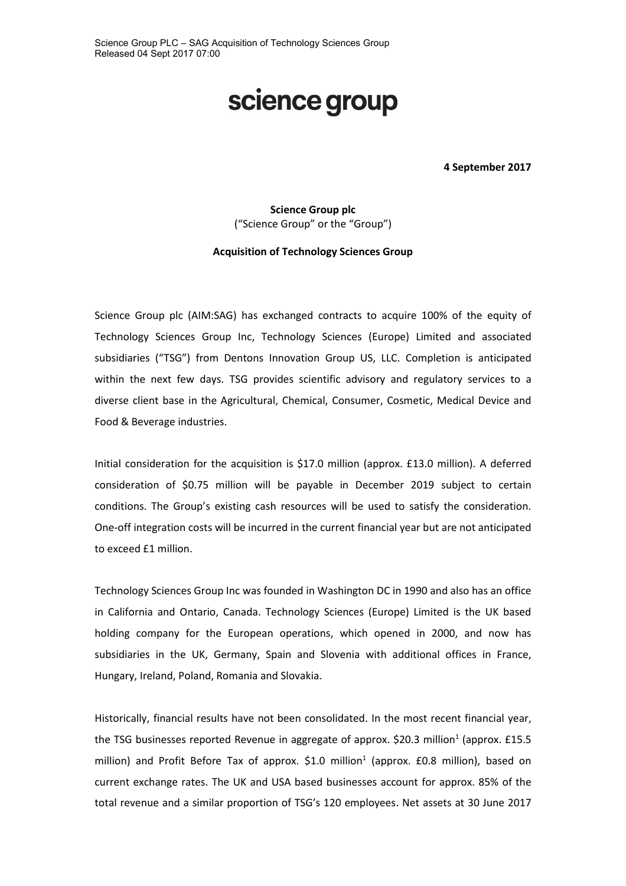Science Group PLC – SAG Acquisition of Technology Sciences Group
Released 04 Sept 2017 07:00

# science group

**4 September 2017**

**Science Group plc**
("Science Group" or the "Group")

**Acquisition of Technology Sciences Group**

Science Group plc (AIM:SAG) has exchanged contracts to acquire 100% of the equity of Technology Sciences Group Inc, Technology Sciences (Europe) Limited and associated subsidiaries ("TSG") from Dentons Innovation Group US, LLC. Completion is anticipated within the next few days. TSG provides scientific advisory and regulatory services to a diverse client base in the Agricultural, Chemical, Consumer, Cosmetic, Medical Device and Food & Beverage industries.

Initial consideration for the acquisition is $17.0 million (approx. £13.0 million). A deferred consideration of $0.75 million will be payable in December 2019 subject to certain conditions. The Group's existing cash resources will be used to satisfy the consideration. One-off integration costs will be incurred in the current financial year but are not anticipated to exceed £1 million.

Technology Sciences Group Inc was founded in Washington DC in 1990 and also has an office in California and Ontario, Canada. Technology Sciences (Europe) Limited is the UK based holding company for the European operations, which opened in 2000, and now has subsidiaries in the UK, Germany, Spain and Slovenia with additional offices in France, Hungary, Ireland, Poland, Romania and Slovakia.

Historically, financial results have not been consolidated. In the most recent financial year, the TSG businesses reported Revenue in aggregate of approx. $20.3 million[1] (approx. £15.5 million) and Profit Before Tax of approx. $1.0 million[1] (approx. £0.8 million), based on current exchange rates. The UK and USA based businesses account for approx. 85% of the total revenue and a similar proportion of TSG's 120 employees. Net assets at 30 June 2017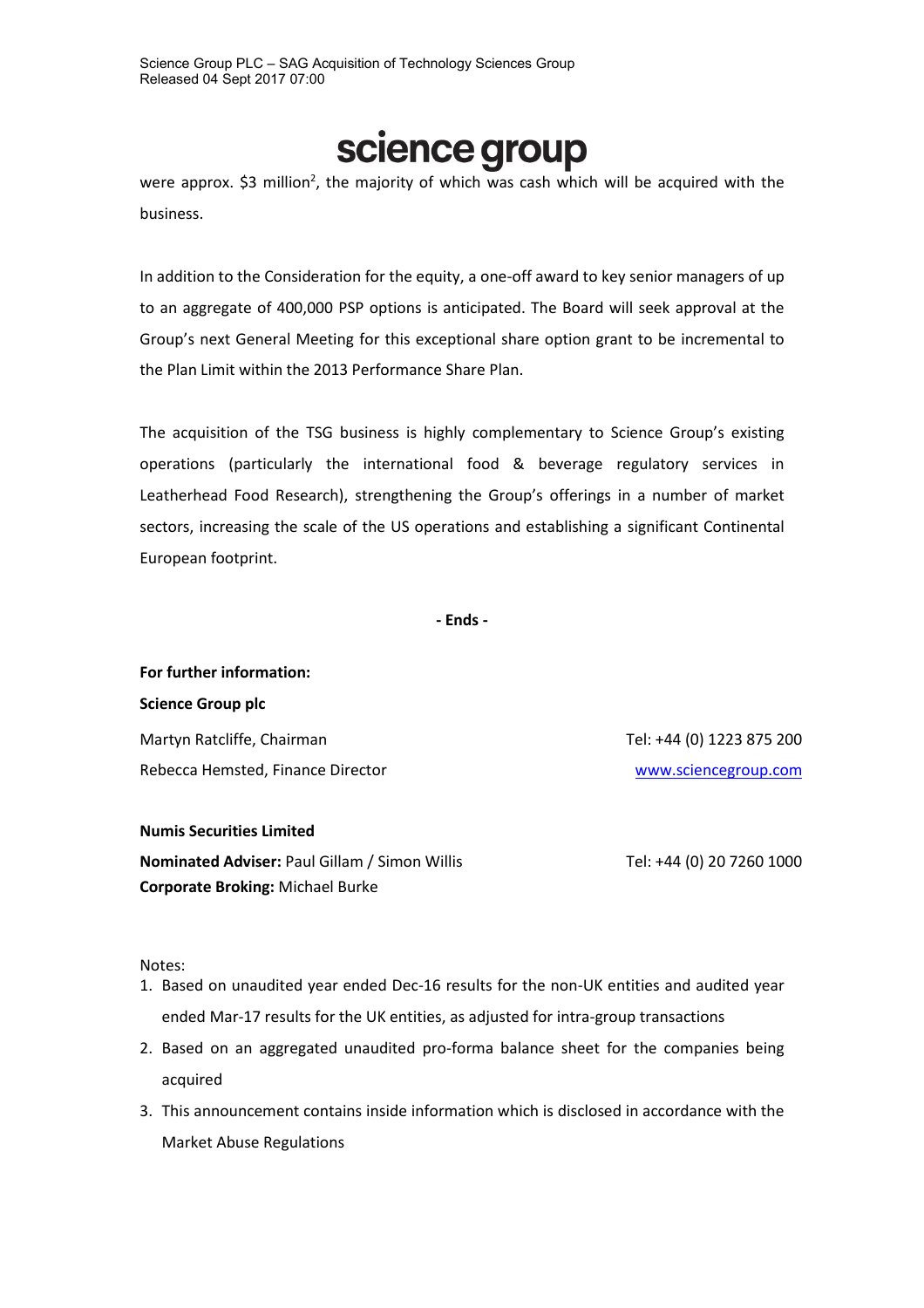were approx. \$3 million[2], the majority of which was cash which will be acquired with the business.

In addition to the Consideration for the equity, a one-off award to key senior managers of up to an aggregate of 400,000 PSP options is anticipated. The Board will seek approval at the Group's next General Meeting for this exceptional share option grant to be incremental to the Plan Limit within the 2013 Performance Share Plan.

The acquisition of the TSG business is highly complementary to Science Group's existing operations (particularly the international food & beverage regulatory services in Leatherhead Food Research), strengthening the Group's offerings in a number of market sectors, increasing the scale of the US operations and establishing a significant Continental European footprint.

**- Ends -**

**For further information:**

**Science Group plc**

Martyn Ratcliffe, Chairman — Tel: +44 (0) 1223 875 200

Rebecca Hemsted, Finance Director — www.sciencegroup.com

**Numis Securities Limited**

**Nominated Adviser:** Paul Gillam / Simon Willis — Tel: +44 (0) 20 7260 1000

**Corporate Broking:** Michael Burke

Notes:

1. Based on unaudited year ended Dec-16 results for the non-UK entities and audited year ended Mar-17 results for the UK entities, as adjusted for intra-group transactions
2. Based on an aggregated unaudited pro-forma balance sheet for the companies being acquired
3. This announcement contains inside information which is disclosed in accordance with the Market Abuse Regulations